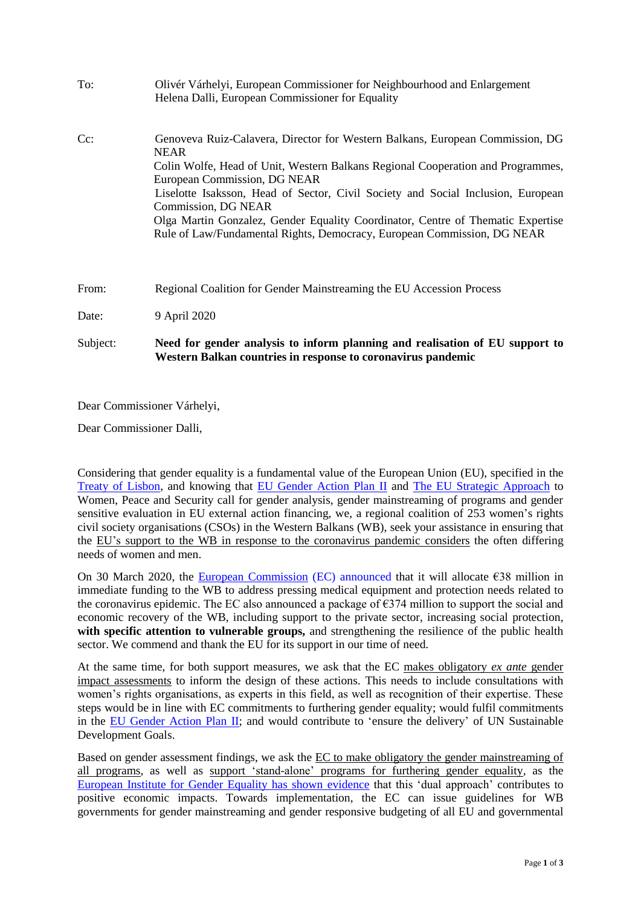To: Olivér Várhelyi, European Commissioner for Neighbourhood and Enlargement
Helena Dalli, European Commissioner for Equality

Cc: Genoveva Ruiz-Calavera, Director for Western Balkans, European Commission, DG NEAR
Colin Wolfe, Head of Unit, Western Balkans Regional Cooperation and Programmes, European Commission, DG NEAR
Liselotte Isaksson, Head of Sector, Civil Society and Social Inclusion, European Commission, DG NEAR
Olga Martin Gonzalez, Gender Equality Coordinator, Centre of Thematic Expertise Rule of Law/Fundamental Rights, Democracy, European Commission, DG NEAR

From: Regional Coalition for Gender Mainstreaming the EU Accession Process

Date: 9 April 2020

Subject: **Need for gender analysis to inform planning and realisation of EU support to Western Balkan countries in response to coronavirus pandemic**

Dear Commissioner Várhelyi,

Dear Commissioner Dalli,

Considering that gender equality is a fundamental value of the European Union (EU), specified in the Treaty of Lisbon, and knowing that EU Gender Action Plan II and The EU Strategic Approach to Women, Peace and Security call for gender analysis, gender mainstreaming of programs and gender sensitive evaluation in EU external action financing, we, a regional coalition of 253 women's rights civil society organisations (CSOs) in the Western Balkans (WB), seek your assistance in ensuring that the EU's support to the WB in response to the coronavirus pandemic considers the often differing needs of women and men.

On 30 March 2020, the European Commission (EC) announced that it will allocate €38 million in immediate funding to the WB to address pressing medical equipment and protection needs related to the coronavirus epidemic. The EC also announced a package of €374 million to support the social and economic recovery of the WB, including support to the private sector, increasing social protection, **with specific attention to vulnerable groups,** and strengthening the resilience of the public health sector. We commend and thank the EU for its support in our time of need.

At the same time, for both support measures, we ask that the EC makes obligatory *ex ante* gender impact assessments to inform the design of these actions. This needs to include consultations with women's rights organisations, as experts in this field, as well as recognition of their expertise. These steps would be in line with EC commitments to furthering gender equality; would fulfil commitments in the EU Gender Action Plan II; and would contribute to 'ensure the delivery' of UN Sustainable Development Goals.

Based on gender assessment findings, we ask the EC to make obligatory the gender mainstreaming of all programs, as well as support 'stand-alone' programs for furthering gender equality, as the European Institute for Gender Equality has shown evidence that this 'dual approach' contributes to positive economic impacts. Towards implementation, the EC can issue guidelines for WB governments for gender mainstreaming and gender responsive budgeting of all EU and governmental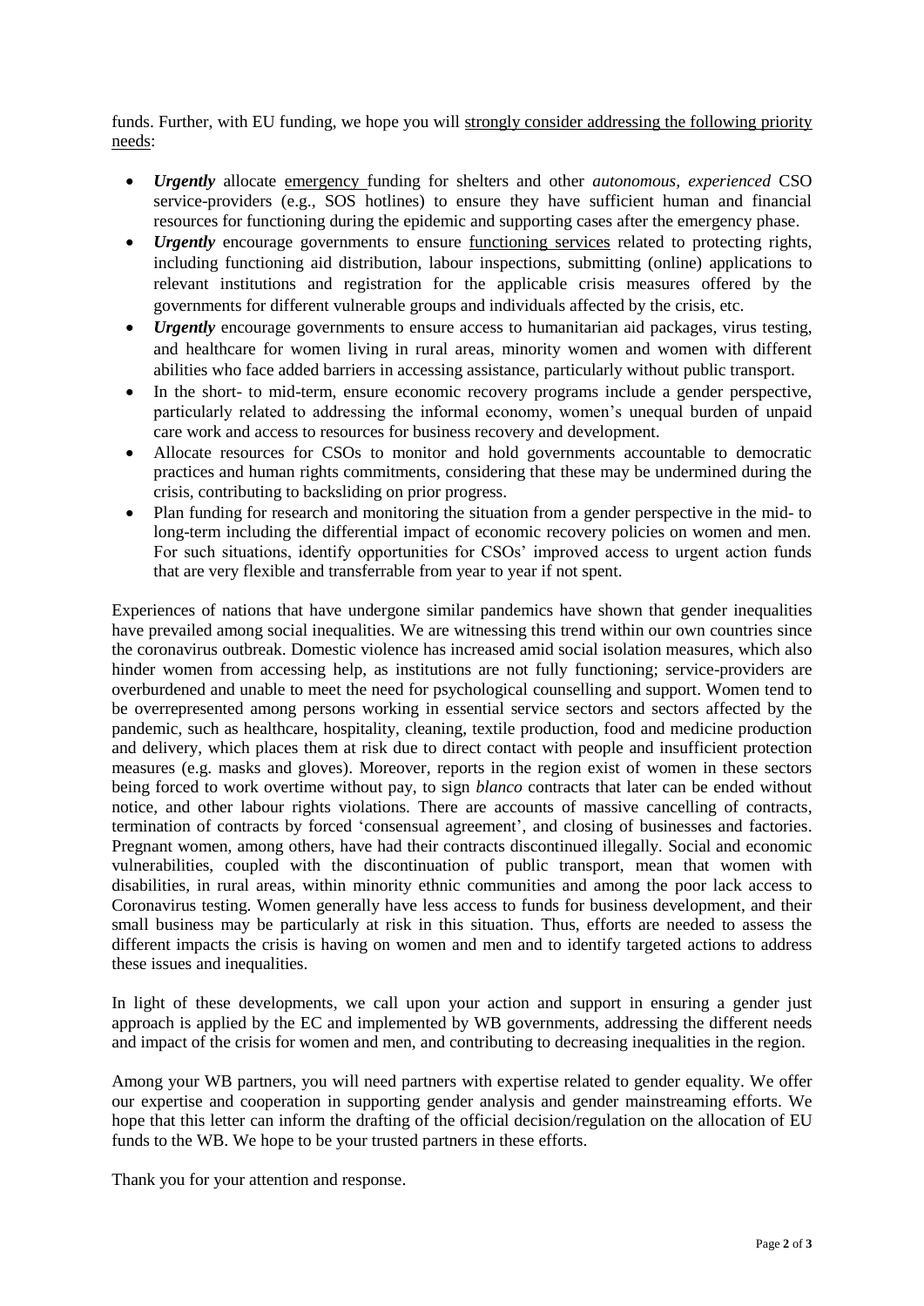funds. Further, with EU funding, we hope you will <u>strongly consider addressing the following priority needs</u>:

- ***Urgently*** allocate <u>emergency</u> funding for shelters and other *autonomous, experienced* CSO service-providers (e.g., SOS hotlines) to ensure they have sufficient human and financial resources for functioning during the epidemic and supporting cases after the emergency phase.
- ***Urgently*** encourage governments to ensure <u>functioning services</u> related to protecting rights, including functioning aid distribution, labour inspections, submitting (online) applications to relevant institutions and registration for the applicable crisis measures offered by the governments for different vulnerable groups and individuals affected by the crisis, etc.
- ***Urgently*** encourage governments to ensure access to humanitarian aid packages, virus testing, and healthcare for women living in rural areas, minority women and women with different abilities who face added barriers in accessing assistance, particularly without public transport.
- In the short- to mid-term, ensure economic recovery programs include a gender perspective, particularly related to addressing the informal economy, women's unequal burden of unpaid care work and access to resources for business recovery and development.
- Allocate resources for CSOs to monitor and hold governments accountable to democratic practices and human rights commitments, considering that these may be undermined during the crisis, contributing to backsliding on prior progress.
- Plan funding for research and monitoring the situation from a gender perspective in the mid- to long-term including the differential impact of economic recovery policies on women and men. For such situations, identify opportunities for CSOs' improved access to urgent action funds that are very flexible and transferrable from year to year if not spent.

Experiences of nations that have undergone similar pandemics have shown that gender inequalities have prevailed among social inequalities. We are witnessing this trend within our own countries since the coronavirus outbreak. Domestic violence has increased amid social isolation measures, which also hinder women from accessing help, as institutions are not fully functioning; service-providers are overburdened and unable to meet the need for psychological counselling and support. Women tend to be overrepresented among persons working in essential service sectors and sectors affected by the pandemic, such as healthcare, hospitality, cleaning, textile production, food and medicine production and delivery, which places them at risk due to direct contact with people and insufficient protection measures (e.g. masks and gloves). Moreover, reports in the region exist of women in these sectors being forced to work overtime without pay, to sign *blanco* contracts that later can be ended without notice, and other labour rights violations. There are accounts of massive cancelling of contracts, termination of contracts by forced 'consensual agreement', and closing of businesses and factories. Pregnant women, among others, have had their contracts discontinued illegally. Social and economic vulnerabilities, coupled with the discontinuation of public transport, mean that women with disabilities, in rural areas, within minority ethnic communities and among the poor lack access to Coronavirus testing. Women generally have less access to funds for business development, and their small business may be particularly at risk in this situation. Thus, efforts are needed to assess the different impacts the crisis is having on women and men and to identify targeted actions to address these issues and inequalities.

In light of these developments, we call upon your action and support in ensuring a gender just approach is applied by the EC and implemented by WB governments, addressing the different needs and impact of the crisis for women and men, and contributing to decreasing inequalities in the region.

Among your WB partners, you will need partners with expertise related to gender equality. We offer our expertise and cooperation in supporting gender analysis and gender mainstreaming efforts. We hope that this letter can inform the drafting of the official decision/regulation on the allocation of EU funds to the WB. We hope to be your trusted partners in these efforts.

Thank you for your attention and response.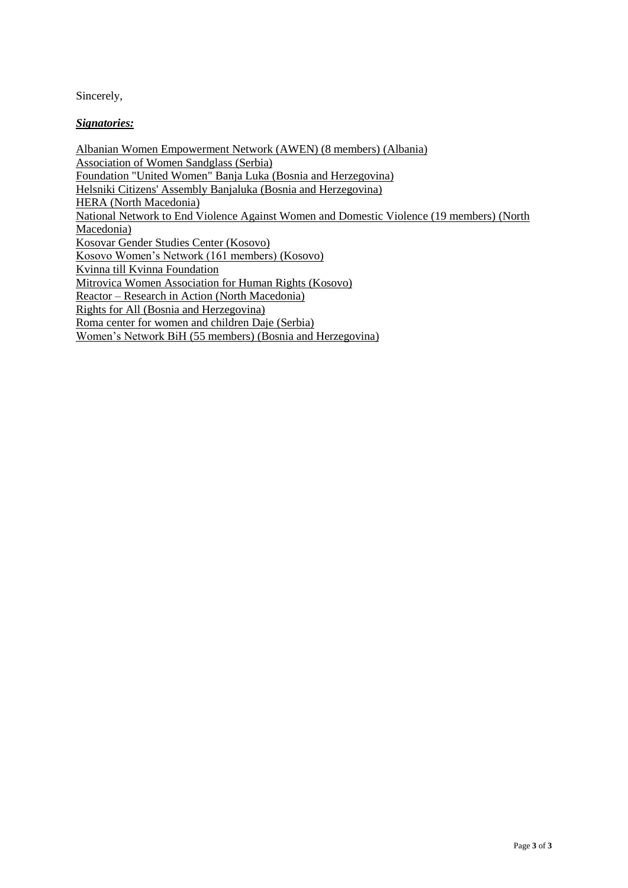Sincerely,

***Signatories:***

Albanian Women Empowerment Network (AWEN) (8 members) (Albania)
Association of Women Sandglass (Serbia)
Foundation "United Women" Banja Luka (Bosnia and Herzegovina)
Helsniki Citizens' Assembly Banjaluka (Bosnia and Herzegovina)
HERA (North Macedonia)
National Network to End Violence Against Women and Domestic Violence (19 members) (North Macedonia)
Kosovar Gender Studies Center (Kosovo)
Kosovo Women's Network (161 members) (Kosovo)
Kvinna till Kvinna Foundation
Mitrovica Women Association for Human Rights (Kosovo)
Reactor – Research in Action (North Macedonia)
Rights for All (Bosnia and Herzegovina)
Roma center for women and children Daje (Serbia)
Women's Network BiH (55 members) (Bosnia and Herzegovina)